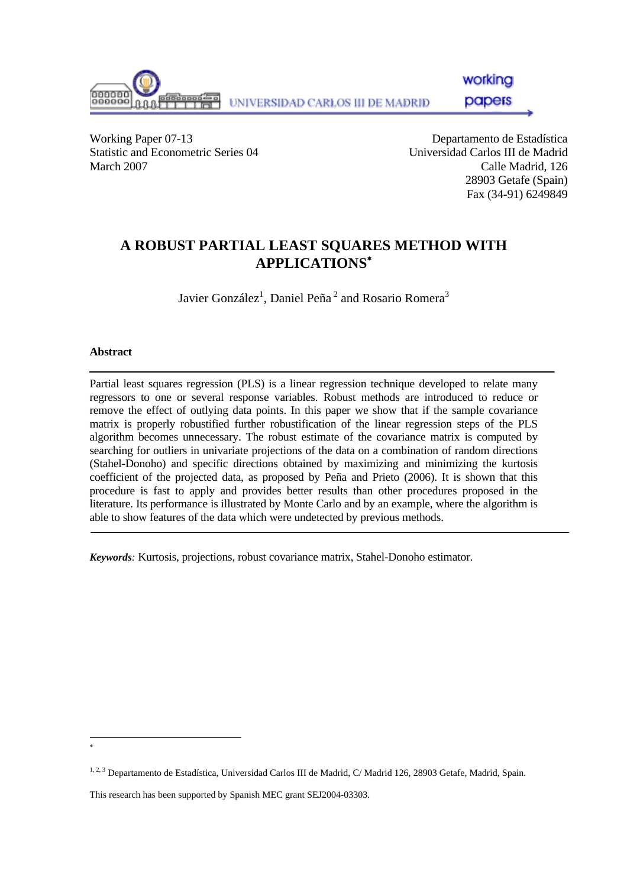UNIVERSIDAD CARLOS III DE MADRID

working papers

Working Paper 07-13
Statistic and Econometric Series 04
March 2007

Departamento de Estadística
Universidad Carlos III de Madrid
Calle Madrid, 126
28903 Getafe (Spain)
Fax (34-91) 6249849

# A ROBUST PARTIAL LEAST SQUARES METHOD WITH APPLICATIONS*

Javier González[1], Daniel Peña[2] and Rosario Romera[3]

### Abstract

Partial least squares regression (PLS) is a linear regression technique developed to relate many regressors to one or several response variables. Robust methods are introduced to reduce or remove the effect of outlying data points. In this paper we show that if the sample covariance matrix is properly robustified further robustification of the linear regression steps of the PLS algorithm becomes unnecessary. The robust estimate of the covariance matrix is computed by searching for outliers in univariate projections of the data on a combination of random directions (Stahel-Donoho) and specific directions obtained by maximizing and minimizing the kurtosis coefficient of the projected data, as proposed by Peña and Prieto (2006). It is shown that this procedure is fast to apply and provides better results than other procedures proposed in the literature. Its performance is illustrated by Monte Carlo and by an example, where the algorithm is able to show features of the data which were undetected by previous methods.

***Keywords**:* Kurtosis, projections, robust covariance matrix, Stahel-Donoho estimator.

---

*

[1, 2, 3] Departamento de Estadística, Universidad Carlos III de Madrid, C/ Madrid 126, 28903 Getafe, Madrid, Spain.

This research has been supported by Spanish MEC grant SEJ2004-03303.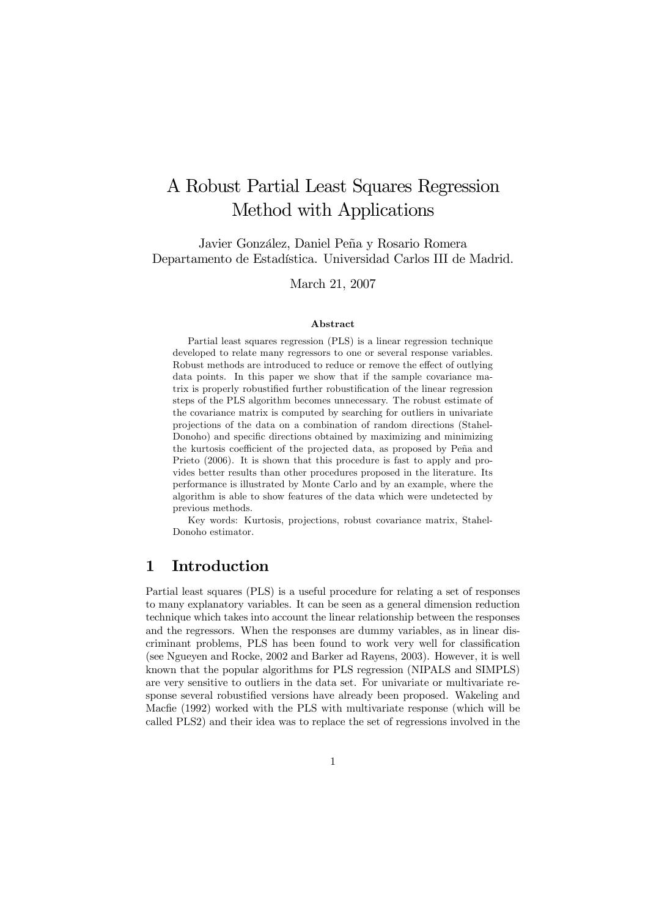# A Robust Partial Least Squares Regression Method with Applications

Javier González, Daniel Peña y Rosario Romera
Departamento de Estadística. Universidad Carlos III de Madrid.

March 21, 2007

### Abstract

Partial least squares regression (PLS) is a linear regression technique developed to relate many regressors to one or several response variables. Robust methods are introduced to reduce or remove the effect of outlying data points. In this paper we show that if the sample covariance matrix is properly robustified further robustification of the linear regression steps of the PLS algorithm becomes unnecessary. The robust estimate of the covariance matrix is computed by searching for outliers in univariate projections of the data on a combination of random directions (Stahel-Donoho) and specific directions obtained by maximizing and minimizing the kurtosis coefficient of the projected data, as proposed by Peña and Prieto (2006). It is shown that this procedure is fast to apply and provides better results than other procedures proposed in the literature. Its performance is illustrated by Monte Carlo and by an example, where the algorithm is able to show features of the data which were undetected by previous methods.

Key words: Kurtosis, projections, robust covariance matrix, Stahel-Donoho estimator.

## 1 Introduction

Partial least squares (PLS) is a useful procedure for relating a set of responses to many explanatory variables. It can be seen as a general dimension reduction technique which takes into account the linear relationship between the responses and the regressors. When the responses are dummy variables, as in linear discriminant problems, PLS has been found to work very well for classification (see Ngueyen and Rocke, 2002 and Barker ad Rayens, 2003). However, it is well known that the popular algorithms for PLS regression (NIPALS and SIMPLS) are very sensitive to outliers in the data set. For univariate or multivariate response several robustified versions have already been proposed. Wakeling and Macfie (1992) worked with the PLS with multivariate response (which will be called PLS2) and their idea was to replace the set of regressions involved in the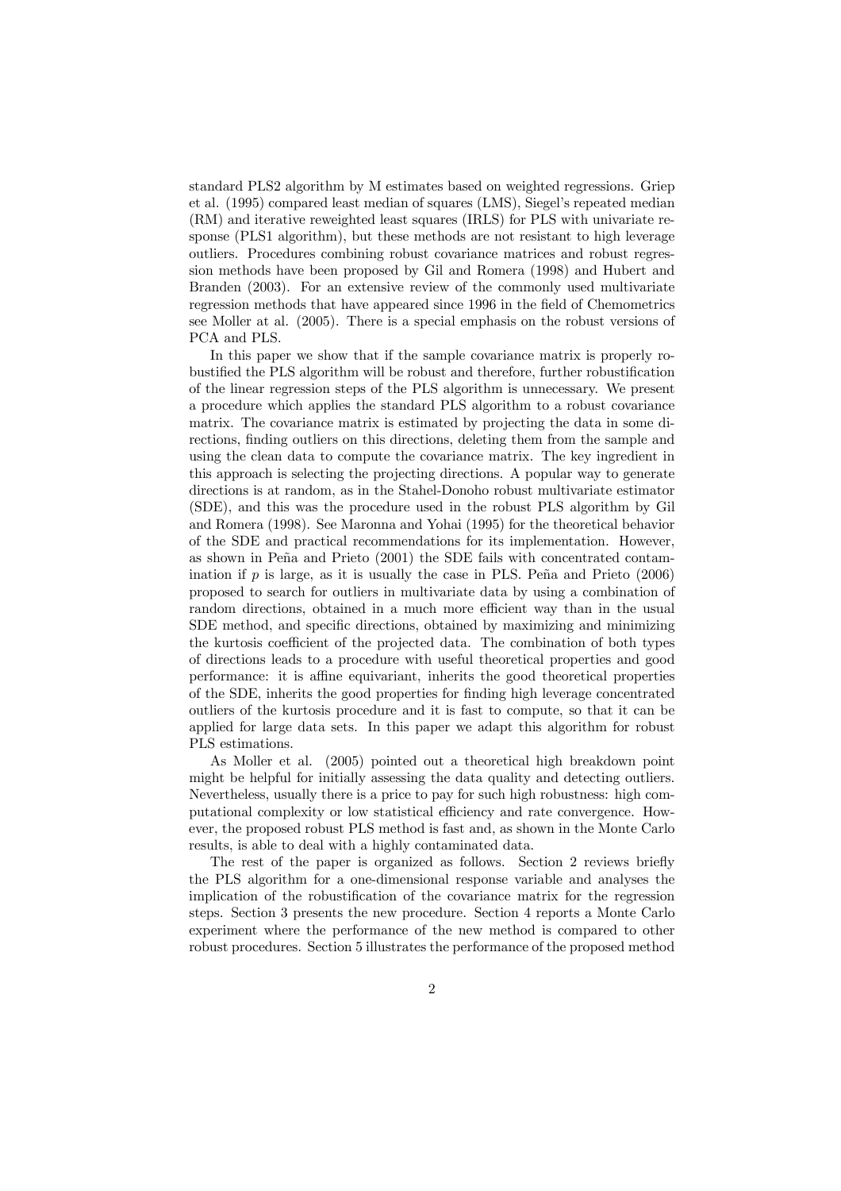standard PLS2 algorithm by M estimates based on weighted regressions. Griep et al. (1995) compared least median of squares (LMS), Siegel's repeated median (RM) and iterative reweighted least squares (IRLS) for PLS with univariate response (PLS1 algorithm), but these methods are not resistant to high leverage outliers. Procedures combining robust covariance matrices and robust regression methods have been proposed by Gil and Romera (1998) and Hubert and Branden (2003). For an extensive review of the commonly used multivariate regression methods that have appeared since 1996 in the field of Chemometrics see Moller at al. (2005). There is a special emphasis on the robust versions of PCA and PLS.

In this paper we show that if the sample covariance matrix is properly robustified the PLS algorithm will be robust and therefore, further robustification of the linear regression steps of the PLS algorithm is unnecessary. We present a procedure which applies the standard PLS algorithm to a robust covariance matrix. The covariance matrix is estimated by projecting the data in some directions, finding outliers on this directions, deleting them from the sample and using the clean data to compute the covariance matrix. The key ingredient in this approach is selecting the projecting directions. A popular way to generate directions is at random, as in the Stahel-Donoho robust multivariate estimator (SDE), and this was the procedure used in the robust PLS algorithm by Gil and Romera (1998). See Maronna and Yohai (1995) for the theoretical behavior of the SDE and practical recommendations for its implementation. However, as shown in Peña and Prieto (2001) the SDE fails with concentrated contamination if $p$ is large, as it is usually the case in PLS. Peña and Prieto (2006) proposed to search for outliers in multivariate data by using a combination of random directions, obtained in a much more efficient way than in the usual SDE method, and specific directions, obtained by maximizing and minimizing the kurtosis coefficient of the projected data. The combination of both types of directions leads to a procedure with useful theoretical properties and good performance: it is affine equivariant, inherits the good theoretical properties of the SDE, inherits the good properties for finding high leverage concentrated outliers of the kurtosis procedure and it is fast to compute, so that it can be applied for large data sets. In this paper we adapt this algorithm for robust PLS estimations.

As Moller et al. (2005) pointed out a theoretical high breakdown point might be helpful for initially assessing the data quality and detecting outliers. Nevertheless, usually there is a price to pay for such high robustness: high computational complexity or low statistical efficiency and rate convergence. However, the proposed robust PLS method is fast and, as shown in the Monte Carlo results, is able to deal with a highly contaminated data.

The rest of the paper is organized as follows. Section 2 reviews briefly the PLS algorithm for a one-dimensional response variable and analyses the implication of the robustification of the covariance matrix for the regression steps. Section 3 presents the new procedure. Section 4 reports a Monte Carlo experiment where the performance of the new method is compared to other robust procedures. Section 5 illustrates the performance of the proposed method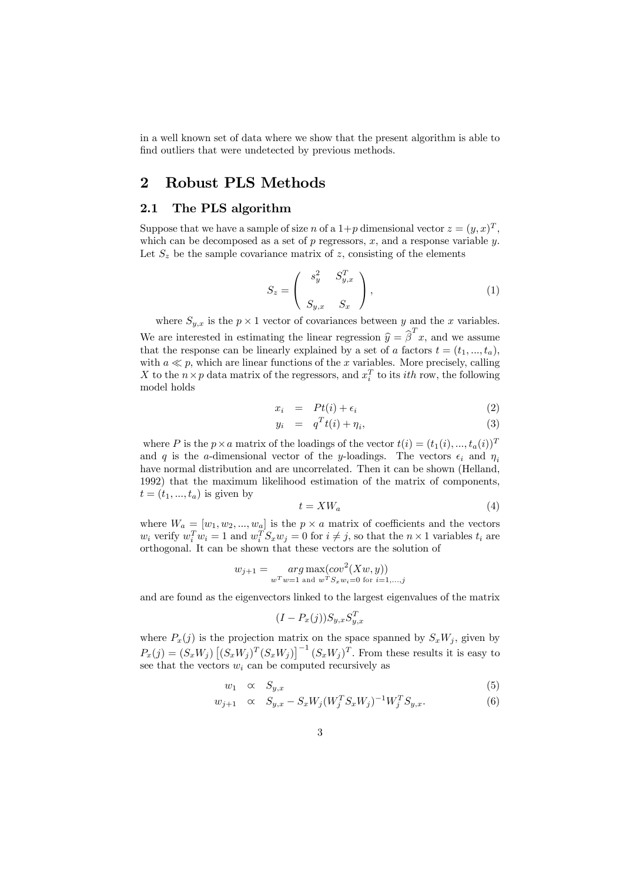in a well known set of data where we show that the present algorithm is able to find outliers that were undetected by previous methods.

# 2 Robust PLS Methods

## 2.1 The PLS algorithm

Suppose that we have a sample of size $n$ of a $1+p$ dimensional vector $z = (y, x)^T$, which can be decomposed as a set of $p$ regressors, $x$, and a response variable $y$. Let $S_z$ be the sample covariance matrix of $z$, consisting of the elements

$$S_z = \begin{pmatrix} s_y^2 & S_{y,x}^T \\ S_{y,x} & S_x \end{pmatrix}, \tag{1}$$

where $S_{y,x}$ is the $p \times 1$ vector of covariances between $y$ and the $x$ variables. We are interested in estimating the linear regression $\widehat{y} = \widehat{\beta}^T x$, and we assume that the response can be linearly explained by a set of $a$ factors $t = (t_1, ..., t_a)$, with $a \ll p$, which are linear functions of the $x$ variables. More precisely, calling $X$ to the $n \times p$ data matrix of the regressors, and $x_i^T$ to its $ith$ row, the following model holds

$$x_i = Pt(i) + \epsilon_i \tag{2}$$

$$y_i = q^T t(i) + \eta_i, \tag{3}$$

where $P$ is the $p \times a$ matrix of the loadings of the vector $t(i) = (t_1(i), ..., t_a(i))^T$ and $q$ is the $a$-dimensional vector of the $y$-loadings. The vectors $\epsilon_i$ and $\eta_i$ have normal distribution and are uncorrelated. Then it can be shown (Helland, 1992) that the maximum likelihood estimation of the matrix of components, $t = (t_1, ..., t_a)$ is given by

$$t = XW_a \tag{4}$$

where $W_a = [w_1, w_2, ..., w_a]$ is the $p \times a$ matrix of coefficients and the vectors $w_i$ verify $w_i^T w_i = 1$ and $w_i^T S_x w_j = 0$ for $i \neq j$, so that the $n \times 1$ variables $t_i$ are orthogonal. It can be shown that these vectors are the solution of

$$w_{j+1} = \underset{w^T w = 1 \text{ and } w^T S_x w_i = 0 \text{ for } i=1,...,j}{arg \max} (cov^2(Xw, y))$$

and are found as the eigenvectors linked to the largest eigenvalues of the matrix

$$(I - P_x(j)) S_{y,x} S_{y,x}^T$$

where $P_x(j)$ is the projection matrix on the space spanned by $S_x W_j$, given by $P_x(j) = (S_x W_j) \left[ (S_x W_j)^T (S_x W_j) \right]^{-1} (S_x W_j)^T$. From these results it is easy to see that the vectors $w_i$ can be computed recursively as

$$w_1 \propto S_{y,x} \tag{5}$$

$$w_{j+1} \propto S_{y,x} - S_x W_j (W_j^T S_x W_j)^{-1} W_j^T S_{y,x}. \tag{6}$$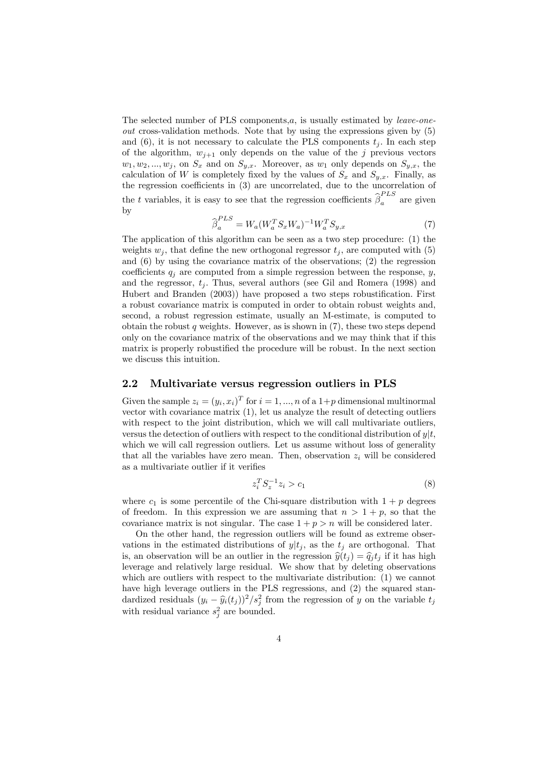The selected number of PLS components, $a$, is usually estimated by *leave-one-out* cross-validation methods. Note that by using the expressions given by (5) and (6), it is not necessary to calculate the PLS components $t_j$. In each step of the algorithm, $w_{j+1}$ only depends on the value of the $j$ previous vectors $w_1, w_2, ..., w_j$, on $S_x$ and on $S_{y,x}$. Moreover, as $w_1$ only depends on $S_{y,x}$, the calculation of $W$ is completely fixed by the values of $S_x$ and $S_{y,x}$. Finally, as the regression coefficients in (3) are uncorrelated, due to the uncorrelation of the $t$ variables, it is easy to see that the regression coefficients $\widehat{\beta}_a^{PLS}$ are given by

$$\widehat{\beta}_a^{PLS} = W_a (W_a^T S_x W_a)^{-1} W_a^T S_{y,x} \tag{7}$$

The application of this algorithm can be seen as a two step procedure: (1) the weights $w_j$, that define the new orthogonal regressor $t_j$, are computed with (5) and (6) by using the covariance matrix of the observations; (2) the regression coefficients $q_j$ are computed from a simple regression between the response, $y$, and the regressor, $t_j$. Thus, several authors (see Gil and Romera (1998) and Hubert and Branden (2003)) have proposed a two steps robustification. First a robust covariance matrix is computed in order to obtain robust weights and, second, a robust regression estimate, usually an M-estimate, is computed to obtain the robust $q$ weights. However, as is shown in (7), these two steps depend only on the covariance matrix of the observations and we may think that if this matrix is properly robustified the procedure will be robust. In the next section we discuss this intuition.

## 2.2 Multivariate versus regression outliers in PLS

Given the sample $z_i = (y_i, x_i)^T$ for $i = 1, ..., n$ of a $1+p$ dimensional multinormal vector with covariance matrix (1), let us analyze the result of detecting outliers with respect to the joint distribution, which we will call multivariate outliers, versus the detection of outliers with respect to the conditional distribution of $y|t$, which we will call regression outliers. Let us assume without loss of generality that all the variables have zero mean. Then, observation $z_i$ will be considered as a multivariate outlier if it verifies

$$z_i^T S_z^{-1} z_i > c_1 \tag{8}$$

where $c_1$ is some percentile of the Chi-square distribution with $1 + p$ degrees of freedom. In this expression we are assuming that $n > 1 + p$, so that the covariance matrix is not singular. The case $1 + p > n$ will be considered later.

On the other hand, the regression outliers will be found as extreme observations in the estimated distributions of $y|t_j$, as the $t_j$ are orthogonal. That is, an observation will be an outlier in the regression $\widehat{y}(t_j) = \widehat{q}_j t_j$ if it has high leverage and relatively large residual. We show that by deleting observations which are outliers with respect to the multivariate distribution: (1) we cannot have high leverage outliers in the PLS regressions, and (2) the squared standardized residuals $(y_i - \widehat{y}_i(t_j))^2 / s_j^2$ from the regression of $y$ on the variable $t_j$ with residual variance $s_j^2$ are bounded.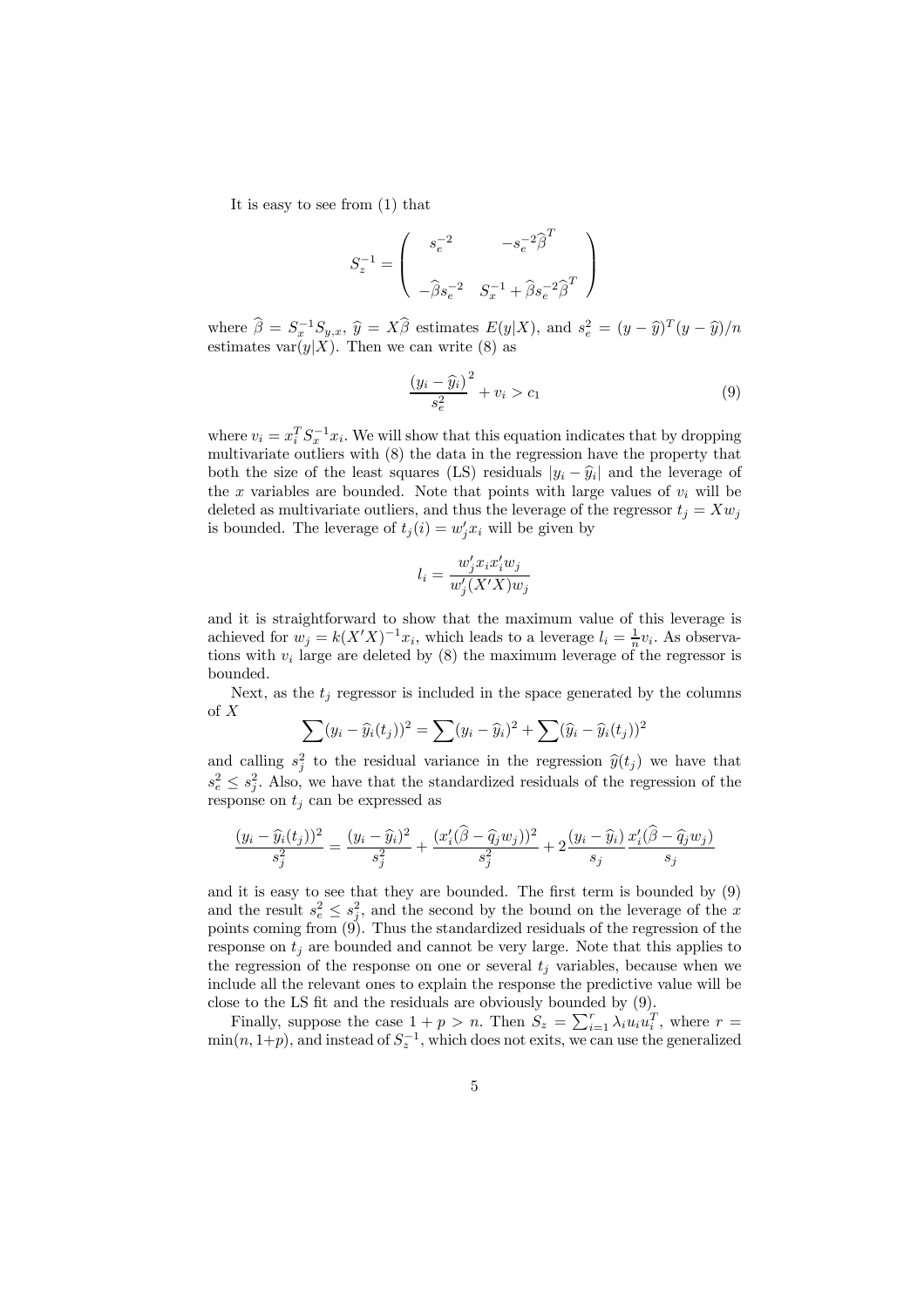It is easy to see from (1) that

$$S_z^{-1} = \begin{pmatrix} s_e^{-2} & -s_e^{-2}\widehat{\beta}^T \\ & \\ -\widehat{\beta}s_e^{-2} & S_x^{-1} + \widehat{\beta}s_e^{-2}\widehat{\beta}^T \end{pmatrix}$$

where $\widehat{\beta} = S_x^{-1}S_{y,x}$, $\widehat{y} = X\widehat{\beta}$ estimates $E(y|X)$, and $s_e^2 = (y-\widehat{y})^T(y-\widehat{y})/n$ estimates $\text{var}(y|X)$. Then we can write (8) as

$$\frac{(y_i - \widehat{y}_i)^2}{s_e^2} + v_i > c_1 \tag{9}$$

where $v_i = x_i^T S_x^{-1} x_i$. We will show that this equation indicates that by dropping multivariate outliers with (8) the data in the regression have the property that both the size of the least squares (LS) residuals $|y_i - \widehat{y}_i|$ and the leverage of the $x$ variables are bounded. Note that points with large values of $v_i$ will be deleted as multivariate outliers, and thus the leverage of the regressor $t_j = Xw_j$ is bounded. The leverage of $t_j(i) = w_j' x_i$ will be given by

$$l_i = \frac{w_j' x_i x_i' w_j}{w_j'(X'X)w_j}$$

and it is straightforward to show that the maximum value of this leverage is achieved for $w_j = k(X'X)^{-1}x_i$, which leads to a leverage $l_i = \frac{1}{n}v_i$. As observations with $v_i$ large are deleted by (8) the maximum leverage of the regressor is bounded.

Next, as the $t_j$ regressor is included in the space generated by the columns of $X$

$$\sum(y_i - \widehat{y}_i(t_j))^2 = \sum(y_i - \widehat{y}_i)^2 + \sum(\widehat{y}_i - \widehat{y}_i(t_j))^2$$

and calling $s_j^2$ to the residual variance in the regression $\widehat{y}(t_j)$ we have that $s_e^2 \leq s_j^2$. Also, we have that the standardized residuals of the regression of the response on $t_j$ can be expressed as

$$\frac{(y_i - \widehat{y}_i(t_j))^2}{s_j^2} = \frac{(y_i - \widehat{y}_i)^2}{s_j^2} + \frac{(x_i'(\widehat{\beta} - \widehat{q}_j w_j))^2}{s_j^2} + 2\frac{(y_i - \widehat{y}_i)}{s_j}\frac{x_i'(\widehat{\beta} - \widehat{q}_j w_j)}{s_j}$$

and it is easy to see that they are bounded. The first term is bounded by (9) and the result $s_e^2 \leq s_j^2$, and the second by the bound on the leverage of the $x$ points coming from (9). Thus the standardized residuals of the regression of the response on $t_j$ are bounded and cannot be very large. Note that this applies to the regression of the response on one or several $t_j$ variables, because when we include all the relevant ones to explain the response the predictive value will be close to the LS fit and the residuals are obviously bounded by (9).

Finally, suppose the case $1 + p > n$. Then $S_z = \sum_{i=1}^r \lambda_i u_i u_i^T$, where $r = \min(n, 1+p)$, and instead of $S_z^{-1}$, which does not exits, we can use the generalized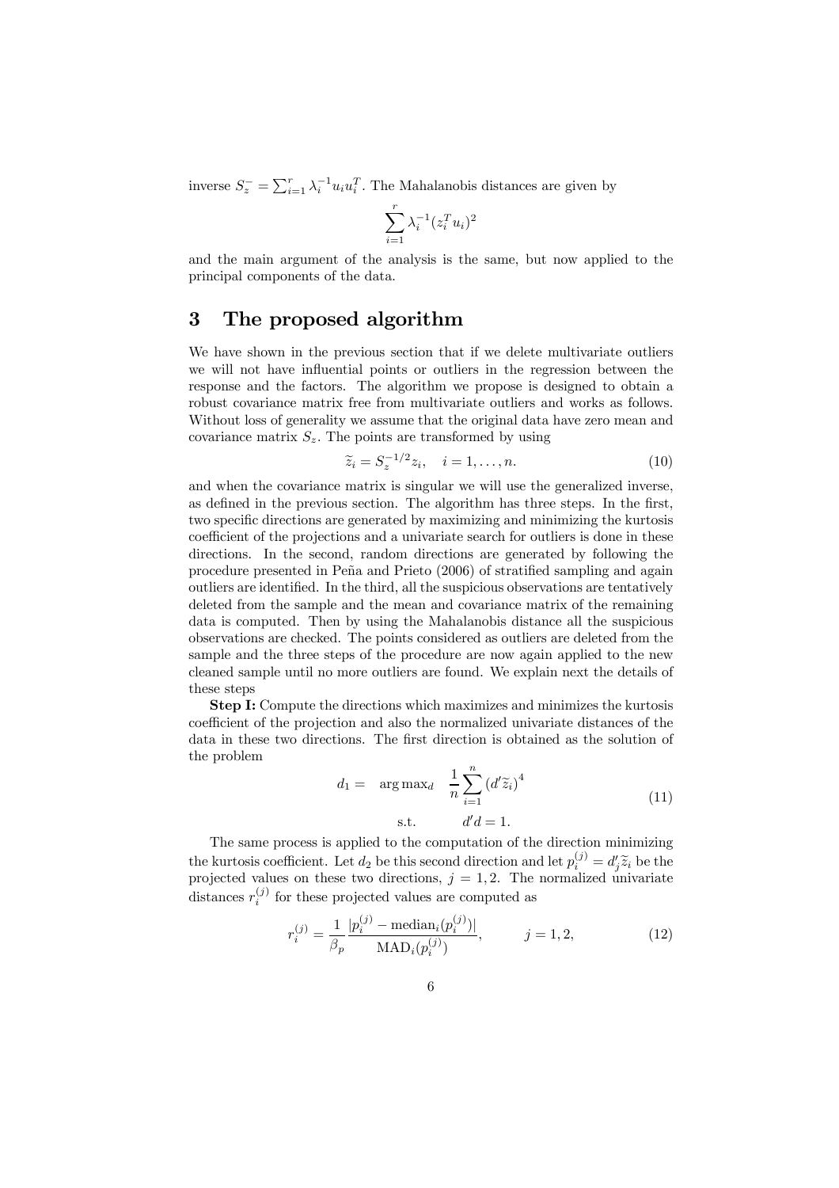inverse $S_z^- = \sum_{i=1}^{r} \lambda_i^{-1} u_i u_i^T$. The Mahalanobis distances are given by

$$\sum_{i=1}^{r} \lambda_i^{-1} (z_i^T u_i)^2$$

and the main argument of the analysis is the same, but now applied to the principal components of the data.

## 3 The proposed algorithm

We have shown in the previous section that if we delete multivariate outliers we will not have influential points or outliers in the regression between the response and the factors. The algorithm we propose is designed to obtain a robust covariance matrix free from multivariate outliers and works as follows. Without loss of generality we assume that the original data have zero mean and covariance matrix $S_z$. The points are transformed by using

$$\widetilde{z}_i = S_z^{-1/2} z_i, \quad i = 1, \ldots, n. \tag{10}$$

and when the covariance matrix is singular we will use the generalized inverse, as defined in the previous section. The algorithm has three steps. In the first, two specific directions are generated by maximizing and minimizing the kurtosis coefficient of the projections and a univariate search for outliers is done in these directions. In the second, random directions are generated by following the procedure presented in Peña and Prieto (2006) of stratified sampling and again outliers are identified. In the third, all the suspicious observations are tentatively deleted from the sample and the mean and covariance matrix of the remaining data is computed. Then by using the Mahalanobis distance all the suspicious observations are checked. The points considered as outliers are deleted from the sample and the three steps of the procedure are now again applied to the new cleaned sample until no more outliers are found. We explain next the details of these steps

**Step I:** Compute the directions which maximizes and minimizes the kurtosis coefficient of the projection and also the normalized univariate distances of the data in these two directions. The first direction is obtained as the solution of the problem

$$\begin{aligned} d_1 = \quad & \arg\max_d \quad \frac{1}{n} \sum_{i=1}^{n} (d' \widetilde{z}_i)^4 \\ & \text{s.t.} \qquad d'd = 1. \end{aligned} \tag{11}$$

The same process is applied to the computation of the direction minimizing the kurtosis coefficient. Let $d_2$ be this second direction and let $p_i^{(j)} = d_j' \widetilde{z}_i$ be the projected values on these two directions, $j = 1, 2$. The normalized univariate distances $r_i^{(j)}$ for these projected values are computed as

$$r_i^{(j)} = \frac{1}{\beta_p} \frac{|p_i^{(j)} - \text{median}_i(p_i^{(j)})|}{\text{MAD}_i(p_i^{(j)})}, \qquad j = 1, 2, \tag{12}$$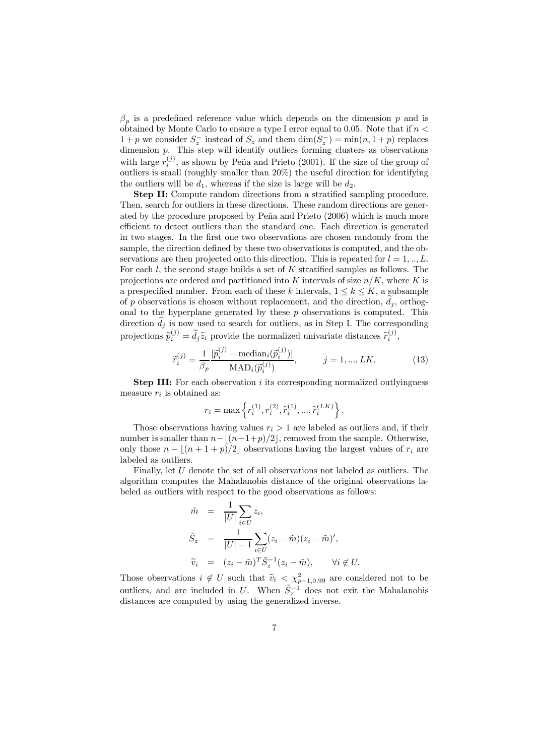$\beta_p$ is a predefined reference value which depends on the dimension $p$ and is obtained by Monte Carlo to ensure a type I error equal to 0.05. Note that if $n < 1 + p$ we consider $S_z^-$ instead of $S_z$ and them $\dim(S_z^-) = \min(n, 1 + p)$ replaces dimension $p$. This step will identify outliers forming clusters as observations with large $r_i^{(j)}$, as shown by Peña and Prieto (2001). If the size of the group of outliers is small (roughly smaller than 20%) the useful direction for identifying the outliers will be $d_1$, whereas if the size is large will be $d_2$.

**Step II:** Compute random directions from a stratified sampling procedure. Then, search for outliers in these directions. These random directions are generated by the procedure proposed by Peña and Prieto (2006) which is much more efficient to detect outliers than the standard one. Each direction is generated in two stages. In the first one two observations are chosen randomly from the sample, the direction defined by these two observations is computed, and the observations are then projected onto this direction. This is repeated for $l = 1, .., L$. For each $l$, the second stage builds a set of $K$ stratified samples as follows. The projections are ordered and partitioned into $K$ intervals of size $n/K$, where $K$ is a prespecified number. From each of these $k$ intervals, $1 \leq k \leq K$, a subsample of $p$ observations is chosen without replacement, and the direction, $\widetilde{d}_j$, orthogonal to the hyperplane generated by these $p$ observations is computed. This direction $\widetilde{d}_j$ is now used to search for outliers, as in Step I. The corresponding projections $\widetilde{p}_i^{(j)} = \widetilde{d}_j \widetilde{z}_i$ provide the normalized univariate distances $\widetilde{r}_i^{(j)}$,

$$\widetilde{r}_i^{(j)} = \frac{1}{\beta_p} \frac{|\widetilde{p}_i^{(j)} - \text{median}_i(\widetilde{p}_i^{(j)})|}{\text{MAD}_i(\widetilde{p}_i^{(j)})}, \qquad j = 1, ..., LK. \tag{13}$$

**Step III:** For each observation $i$ its corresponding normalized outlyingness measure $r_i$ is obtained as:

$$r_i = \max\left\{ r_i^{(1)}, r_i^{(2)}, \widetilde{r}_i^{(1)}, ..., \widetilde{r}_i^{(LK)} \right\}.$$

Those observations having values $r_i > 1$ are labeled as outliers and, if their number is smaller than $n - \lfloor (n+1+p)/2 \rfloor$, removed from the sample. Otherwise, only those $n - \lfloor (n+1+p)/2 \rfloor$ observations having the largest values of $r_i$ are labeled as outliers.

Finally, let $U$ denote the set of all observations not labeled as outliers. The algorithm computes the Mahalanobis distance of the original observations labeled as outliers with respect to the good observations as follows:

$$\begin{aligned}
\tilde{m} &= \frac{1}{|U|} \sum_{i \in U} z_i, \\
\tilde{S}_z &= \frac{1}{|U| - 1} \sum_{i \in U} (z_i - \tilde{m})(z_i - \tilde{m})', \\
\widetilde{v}_i &= (z_i - \tilde{m})^T \tilde{S}_z^{-1} (z_i - \tilde{m}), \qquad \forall i \notin U.
\end{aligned}$$

Those observations $i \notin U$ such that $\widetilde{v}_i < \chi^2_{p-1,0.99}$ are considered not to be outliers, and are included in $U$. When $\tilde{S}_z^{-1}$ does not exit the Mahalanobis distances are computed by using the generalized inverse.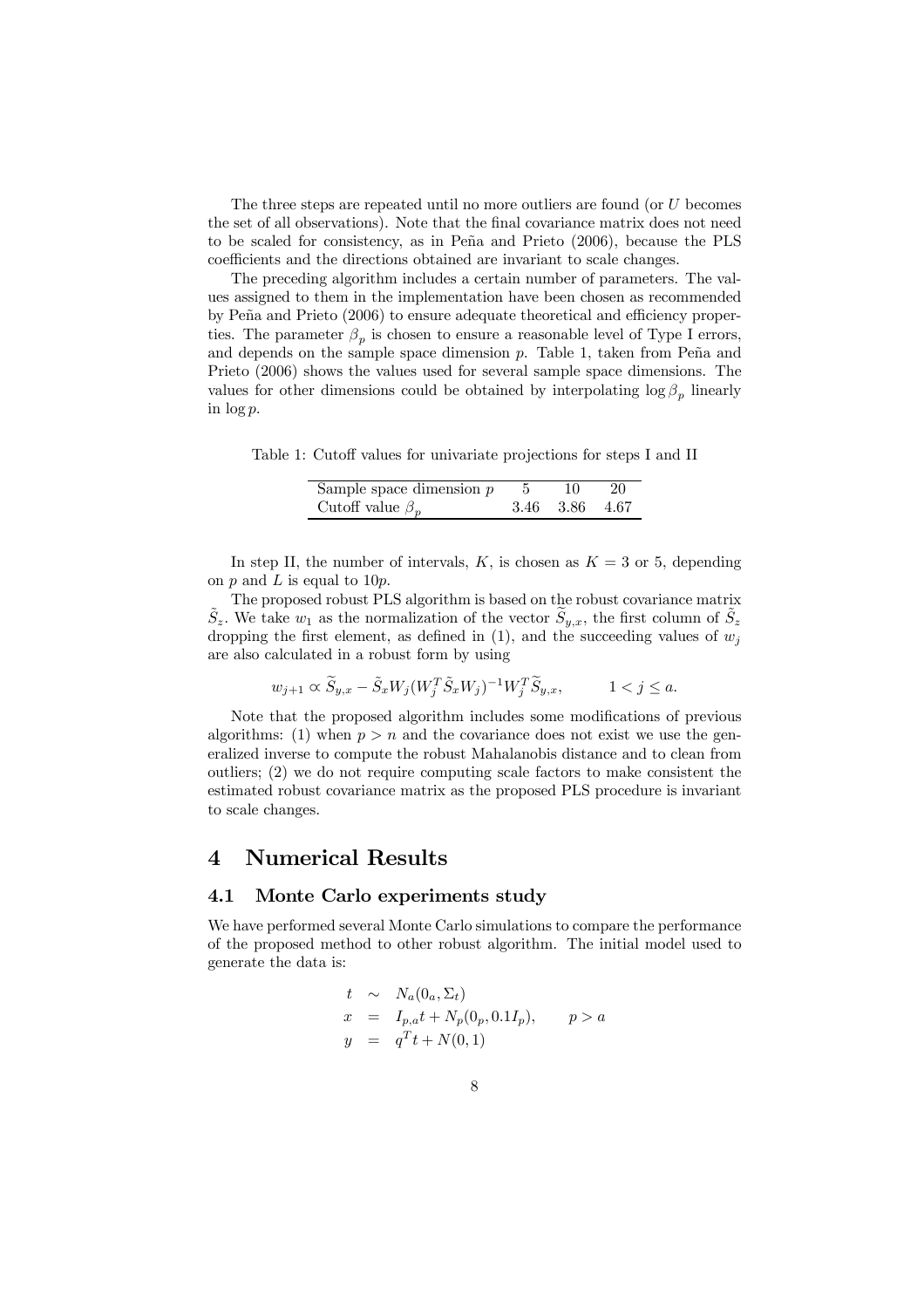The three steps are repeated until no more outliers are found (or $U$ becomes the set of all observations). Note that the final covariance matrix does not need to be scaled for consistency, as in Peña and Prieto (2006), because the PLS coefficients and the directions obtained are invariant to scale changes.

The preceding algorithm includes a certain number of parameters. The values assigned to them in the implementation have been chosen as recommended by Peña and Prieto (2006) to ensure adequate theoretical and efficiency properties. The parameter $\beta_p$ is chosen to ensure a reasonable level of Type I errors, and depends on the sample space dimension $p$. Table 1, taken from Peña and Prieto (2006) shows the values used for several sample space dimensions. The values for other dimensions could be obtained by interpolating $\log \beta_p$ linearly in $\log p$.

Table 1: Cutoff values for univariate projections for steps I and II

| Sample space dimension $p$ | 5 | 10 | 20 |
|---|---|---|---|
| Cutoff value $\beta_p$ | 3.46 | 3.86 | 4.67 |

In step II, the number of intervals, $K$, is chosen as $K = 3$ or 5, depending on $p$ and $L$ is equal to $10p$.

The proposed robust PLS algorithm is based on the robust covariance matrix $\tilde{S}_z$. We take $w_1$ as the normalization of the vector $\widetilde{S}_{y,x}$, the first column of $\tilde{S}_z$ dropping the first element, as defined in (1), and the succeeding values of $w_j$ are also calculated in a robust form by using

$$w_{j+1} \propto \widetilde{S}_{y,x} - \tilde{S}_x W_j (W_j^T \tilde{S}_x W_j)^{-1} W_j^T \widetilde{S}_{y,x}, \qquad 1 < j \leq a.$$

Note that the proposed algorithm includes some modifications of previous algorithms: (1) when $p > n$ and the covariance does not exist we use the generalized inverse to compute the robust Mahalanobis distance and to clean from outliers; (2) we do not require computing scale factors to make consistent the estimated robust covariance matrix as the proposed PLS procedure is invariant to scale changes.

# 4 Numerical Results

## 4.1 Monte Carlo experiments study

We have performed several Monte Carlo simulations to compare the performance of the proposed method to other robust algorithm. The initial model used to generate the data is:

$$\begin{aligned} t &\sim N_a(0_a, \Sigma_t) \\ x &= I_{p,a} t + N_p(0_p, 0.1 I_p), \qquad p > a \\ y &= q^T t + N(0, 1) \end{aligned}$$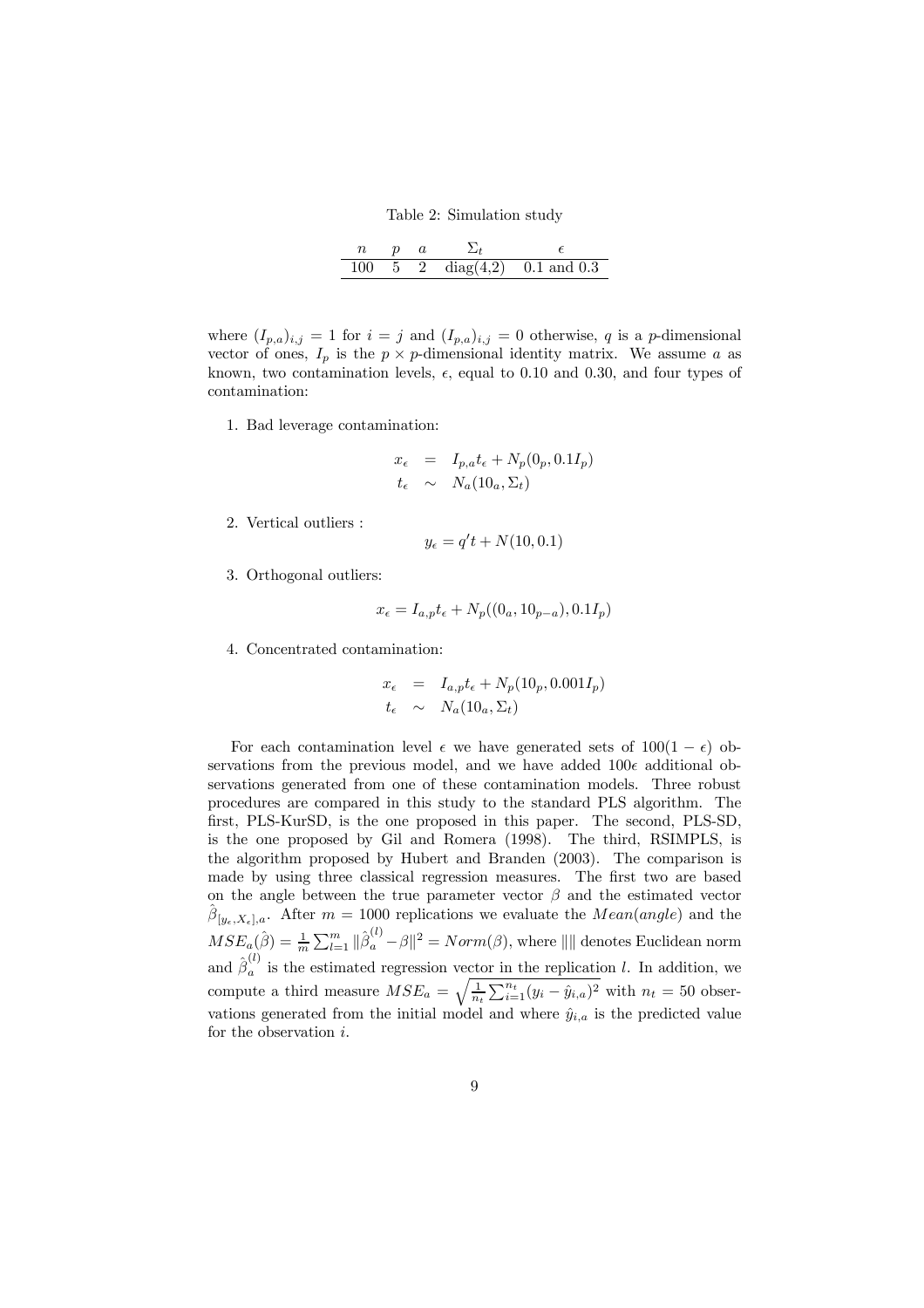Table 2: Simulation study

| $n$ | $p$ | $a$ | $\Sigma_t$ | $\epsilon$ |
|---|---|---|---|---|
| 100 | 5 | 2 | diag(4,2) | 0.1 and 0.3 |

where $(I_{p,a})_{i,j} = 1$ for $i = j$ and $(I_{p,a})_{i,j} = 0$ otherwise, $q$ is a $p$-dimensional vector of ones, $I_p$ is the $p \times p$-dimensional identity matrix. We assume $a$ as known, two contamination levels, $\epsilon$, equal to 0.10 and 0.30, and four types of contamination:

1. Bad leverage contamination:

$$\begin{aligned} x_\epsilon &= I_{p,a} t_\epsilon + N_p(0_p, 0.1 I_p) \\ t_\epsilon &\sim N_a(10_a, \Sigma_t) \end{aligned}$$

2. Vertical outliers :

$$y_\epsilon = q' t + N(10, 0.1)$$

3. Orthogonal outliers:

$$x_\epsilon = I_{a,p} t_\epsilon + N_p((0_a, 10_{p-a}), 0.1 I_p)$$

4. Concentrated contamination:

$$\begin{aligned} x_\epsilon &= I_{a,p} t_\epsilon + N_p(10_p, 0.001 I_p) \\ t_\epsilon &\sim N_a(10_a, \Sigma_t) \end{aligned}$$

For each contamination level $\epsilon$ we have generated sets of $100(1-\epsilon)$ observations from the previous model, and we have added $100\epsilon$ additional observations generated from one of these contamination models. Three robust procedures are compared in this study to the standard PLS algorithm. The first, PLS-KurSD, is the one proposed in this paper. The second, PLS-SD, is the one proposed by Gil and Romera (1998). The third, RSIMPLS, is the algorithm proposed by Hubert and Branden (2003). The comparison is made by using three classical regression measures. The first two are based on the angle between the true parameter vector $\beta$ and the estimated vector $\hat{\beta}_{[y_\epsilon, X_\epsilon], a}$. After $m = 1000$ replications we evaluate the $Mean(angle)$ and the $MSE_a(\hat{\beta}) = \frac{1}{m}\sum_{l=1}^{m} \|\hat{\beta}_a^{(l)} - \beta\|^2 = Norm(\beta)$, where $\|\|$ denotes Euclidean norm and $\hat{\beta}_a^{(l)}$ is the estimated regression vector in the replication $l$. In addition, we compute a third measure $MSE_a = \sqrt{\frac{1}{n_t}\sum_{i=1}^{n_t}(y_i - \hat{y}_{i,a})^2}$ with $n_t = 50$ observations generated from the initial model and where $\hat{y}_{i,a}$ is the predicted value for the observation $i$.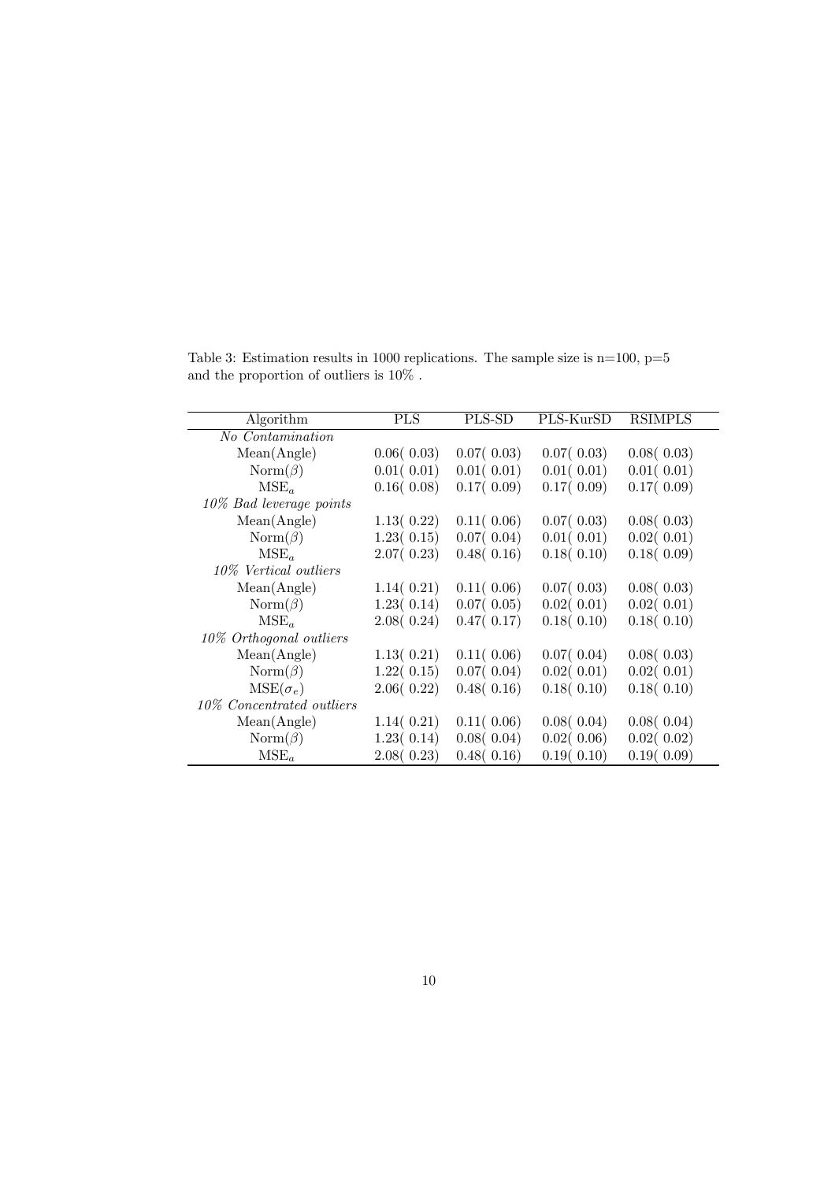Table 3: Estimation results in 1000 replications. The sample size is n=100, p=5 and the proportion of outliers is 10% .

| Algorithm | PLS | PLS-SD | PLS-KurSD | RSIMPLS |
|---|---|---|---|---|
| *No Contamination* | | | | |
| Mean(Angle) | 0.06( 0.03) | 0.07( 0.03) | 0.07( 0.03) | 0.08( 0.03) |
| Norm($\beta$) | 0.01( 0.01) | 0.01( 0.01) | 0.01( 0.01) | 0.01( 0.01) |
| $\mathrm{MSE}_a$ | 0.16( 0.08) | 0.17( 0.09) | 0.17( 0.09) | 0.17( 0.09) |
| *10% Bad leverage points* | | | | |
| Mean(Angle) | 1.13( 0.22) | 0.11( 0.06) | 0.07( 0.03) | 0.08( 0.03) |
| Norm($\beta$) | 1.23( 0.15) | 0.07( 0.04) | 0.01( 0.01) | 0.02( 0.01) |
| $\mathrm{MSE}_a$ | 2.07( 0.23) | 0.48( 0.16) | 0.18( 0.10) | 0.18( 0.09) |
| *10% Vertical outliers* | | | | |
| Mean(Angle) | 1.14( 0.21) | 0.11( 0.06) | 0.07( 0.03) | 0.08( 0.03) |
| Norm($\beta$) | 1.23( 0.14) | 0.07( 0.05) | 0.02( 0.01) | 0.02( 0.01) |
| $\mathrm{MSE}_a$ | 2.08( 0.24) | 0.47( 0.17) | 0.18( 0.10) | 0.18( 0.10) |
| *10% Orthogonal outliers* | | | | |
| Mean(Angle) | 1.13( 0.21) | 0.11( 0.06) | 0.07( 0.04) | 0.08( 0.03) |
| Norm($\beta$) | 1.22( 0.15) | 0.07( 0.04) | 0.02( 0.01) | 0.02( 0.01) |
| $\mathrm{MSE}(\sigma_e)$ | 2.06( 0.22) | 0.48( 0.16) | 0.18( 0.10) | 0.18( 0.10) |
| *10% Concentrated outliers* | | | | |
| Mean(Angle) | 1.14( 0.21) | 0.11( 0.06) | 0.08( 0.04) | 0.08( 0.04) |
| Norm($\beta$) | 1.23( 0.14) | 0.08( 0.04) | 0.02( 0.06) | 0.02( 0.02) |
| $\mathrm{MSE}_a$ | 2.08( 0.23) | 0.48( 0.16) | 0.19( 0.10) | 0.19( 0.09) |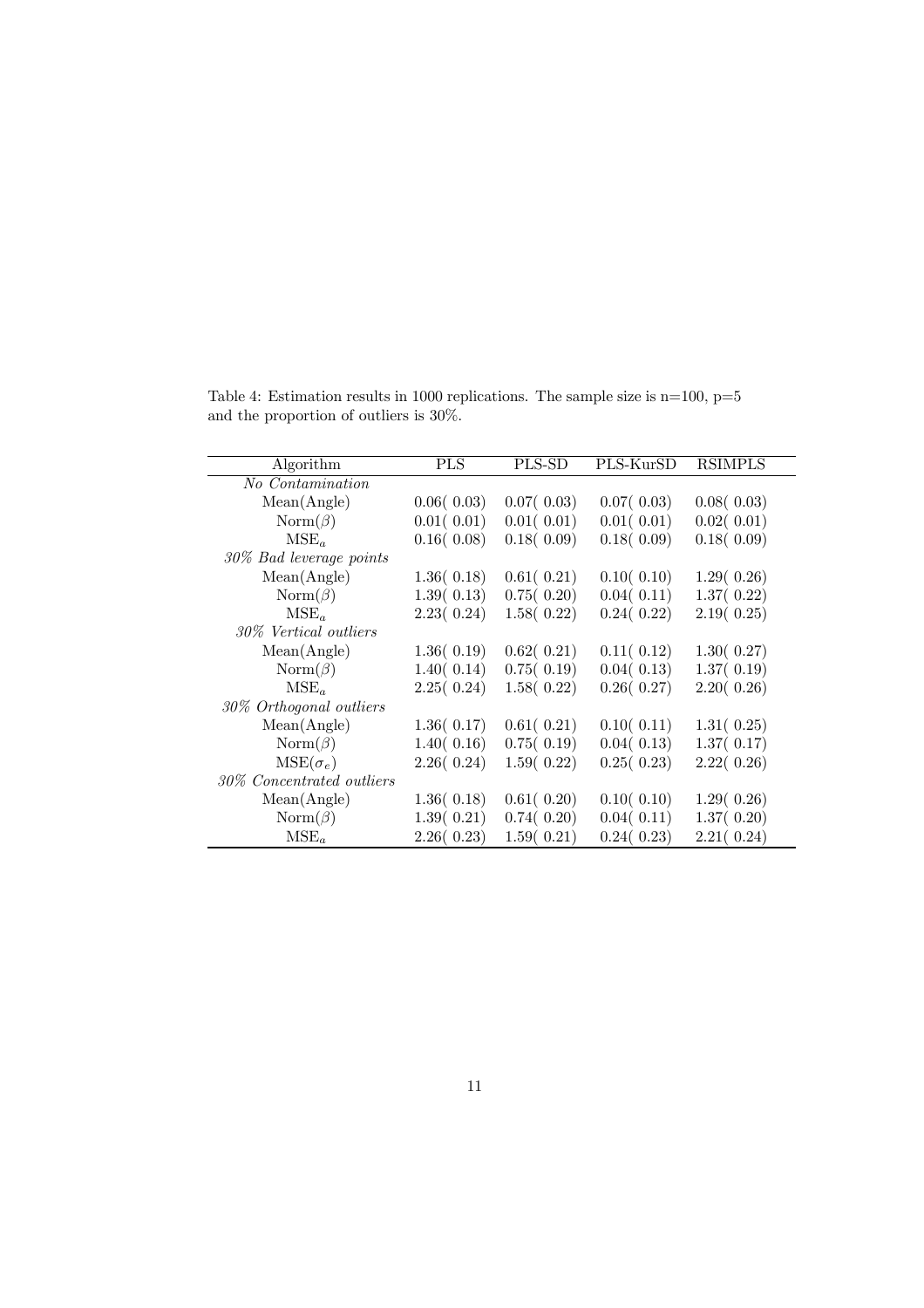Table 4: Estimation results in 1000 replications. The sample size is n=100, p=5 and the proportion of outliers is 30%.

| Algorithm | PLS | PLS-SD | PLS-KurSD | RSIMPLS |
|---|---|---|---|---|
| *No Contamination* | | | | |
| Mean(Angle) | 0.06( 0.03) | 0.07( 0.03) | 0.07( 0.03) | 0.08( 0.03) |
| Norm($\beta$) | 0.01( 0.01) | 0.01( 0.01) | 0.01( 0.01) | 0.02( 0.01) |
| $\text{MSE}_a$ | 0.16( 0.08) | 0.18( 0.09) | 0.18( 0.09) | 0.18( 0.09) |
| *30% Bad leverage points* | | | | |
| Mean(Angle) | 1.36( 0.18) | 0.61( 0.21) | 0.10( 0.10) | 1.29( 0.26) |
| Norm($\beta$) | 1.39( 0.13) | 0.75( 0.20) | 0.04( 0.11) | 1.37( 0.22) |
| $\text{MSE}_a$ | 2.23( 0.24) | 1.58( 0.22) | 0.24( 0.22) | 2.19( 0.25) |
| *30% Vertical outliers* | | | | |
| Mean(Angle) | 1.36( 0.19) | 0.62( 0.21) | 0.11( 0.12) | 1.30( 0.27) |
| Norm($\beta$) | 1.40( 0.14) | 0.75( 0.19) | 0.04( 0.13) | 1.37( 0.19) |
| $\text{MSE}_a$ | 2.25( 0.24) | 1.58( 0.22) | 0.26( 0.27) | 2.20( 0.26) |
| *30% Orthogonal outliers* | | | | |
| Mean(Angle) | 1.36( 0.17) | 0.61( 0.21) | 0.10( 0.11) | 1.31( 0.25) |
| Norm($\beta$) | 1.40( 0.16) | 0.75( 0.19) | 0.04( 0.13) | 1.37( 0.17) |
| $\text{MSE}(\sigma_e)$ | 2.26( 0.24) | 1.59( 0.22) | 0.25( 0.23) | 2.22( 0.26) |
| *30% Concentrated outliers* | | | | |
| Mean(Angle) | 1.36( 0.18) | 0.61( 0.20) | 0.10( 0.10) | 1.29( 0.26) |
| Norm($\beta$) | 1.39( 0.21) | 0.74( 0.20) | 0.04( 0.11) | 1.37( 0.20) |
| $\text{MSE}_a$ | 2.26( 0.23) | 1.59( 0.21) | 0.24( 0.23) | 2.21( 0.24) |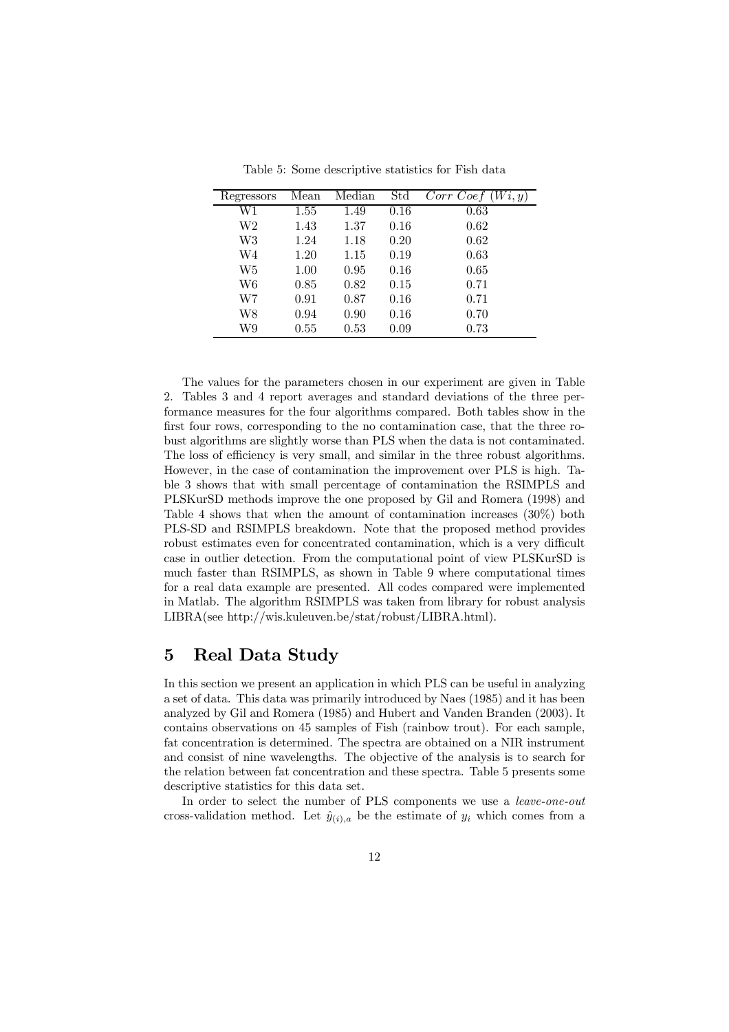Table 5: Some descriptive statistics for Fish data

| Regressors | Mean | Median | Std | $Corr\ Coef\ (Wi, y)$ |
|---|---|---|---|---|
| W1 | 1.55 | 1.49 | 0.16 | 0.63 |
| W2 | 1.43 | 1.37 | 0.16 | 0.62 |
| W3 | 1.24 | 1.18 | 0.20 | 0.62 |
| W4 | 1.20 | 1.15 | 0.19 | 0.63 |
| W5 | 1.00 | 0.95 | 0.16 | 0.65 |
| W6 | 0.85 | 0.82 | 0.15 | 0.71 |
| W7 | 0.91 | 0.87 | 0.16 | 0.71 |
| W8 | 0.94 | 0.90 | 0.16 | 0.70 |
| W9 | 0.55 | 0.53 | 0.09 | 0.73 |

The values for the parameters chosen in our experiment are given in Table 2. Tables 3 and 4 report averages and standard deviations of the three performance measures for the four algorithms compared. Both tables show in the first four rows, corresponding to the no contamination case, that the three robust algorithms are slightly worse than PLS when the data is not contaminated. The loss of efficiency is very small, and similar in the three robust algorithms. However, in the case of contamination the improvement over PLS is high. Table 3 shows that with small percentage of contamination the RSIMPLS and PLSKurSD methods improve the one proposed by Gil and Romera (1998) and Table 4 shows that when the amount of contamination increases (30%) both PLS-SD and RSIMPLS breakdown. Note that the proposed method provides robust estimates even for concentrated contamination, which is a very difficult case in outlier detection. From the computational point of view PLSKurSD is much faster than RSIMPLS, as shown in Table 9 where computational times for a real data example are presented. All codes compared were implemented in Matlab. The algorithm RSIMPLS was taken from library for robust analysis LIBRA(see http://wis.kuleuven.be/stat/robust/LIBRA.html).

# 5 Real Data Study

In this section we present an application in which PLS can be useful in analyzing a set of data. This data was primarily introduced by Naes (1985) and it has been analyzed by Gil and Romera (1985) and Hubert and Vanden Branden (2003). It contains observations on 45 samples of Fish (rainbow trout). For each sample, fat concentration is determined. The spectra are obtained on a NIR instrument and consist of nine wavelengths. The objective of the analysis is to search for the relation between fat concentration and these spectra. Table 5 presents some descriptive statistics for this data set.

In order to select the number of PLS components we use a *leave-one-out* cross-validation method. Let $\hat{y}_{(i),a}$ be the estimate of $y_i$ which comes from a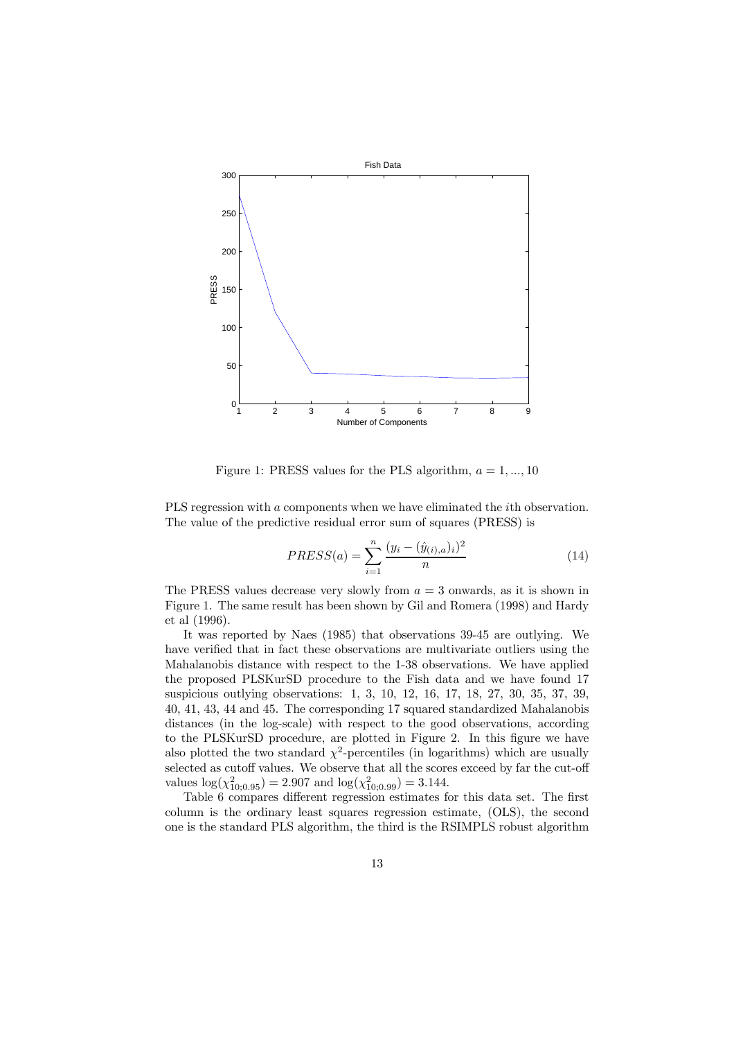Figure 1: PRESS values for the PLS algorithm, $a = 1, ..., 10$

PLS regression with $a$ components when we have eliminated the $i$th observation. The value of the predictive residual error sum of squares (PRESS) is

$$PRESS(a) = \sum_{i=1}^{n} \frac{(y_i - (\hat{y}_{(i),a})_i)^2}{n} \tag{14}$$

The PRESS values decrease very slowly from $a = 3$ onwards, as it is shown in Figure 1. The same result has been shown by Gil and Romera (1998) and Hardy et al (1996).

It was reported by Naes (1985) that observations 39-45 are outlying. We have verified that in fact these observations are multivariate outliers using the Mahalanobis distance with respect to the 1-38 observations. We have applied the proposed PLSKurSD procedure to the Fish data and we have found 17 suspicious outlying observations: 1, 3, 10, 12, 16, 17, 18, 27, 30, 35, 37, 39, 40, 41, 43, 44 and 45. The corresponding 17 squared standardized Mahalanobis distances (in the log-scale) with respect to the good observations, according to the PLSKurSD procedure, are plotted in Figure 2. In this figure we have also plotted the two standard $\chi^2$-percentiles (in logarithms) which are usually selected as cutoff values. We observe that all the scores exceed by far the cut-off values $\log(\chi^2_{10;0.95}) = 2.907$ and $\log(\chi^2_{10;0.99}) = 3.144$.

Table 6 compares different regression estimates for this data set. The first column is the ordinary least squares regression estimate, (OLS), the second one is the standard PLS algorithm, the third is the RSIMPLS robust algorithm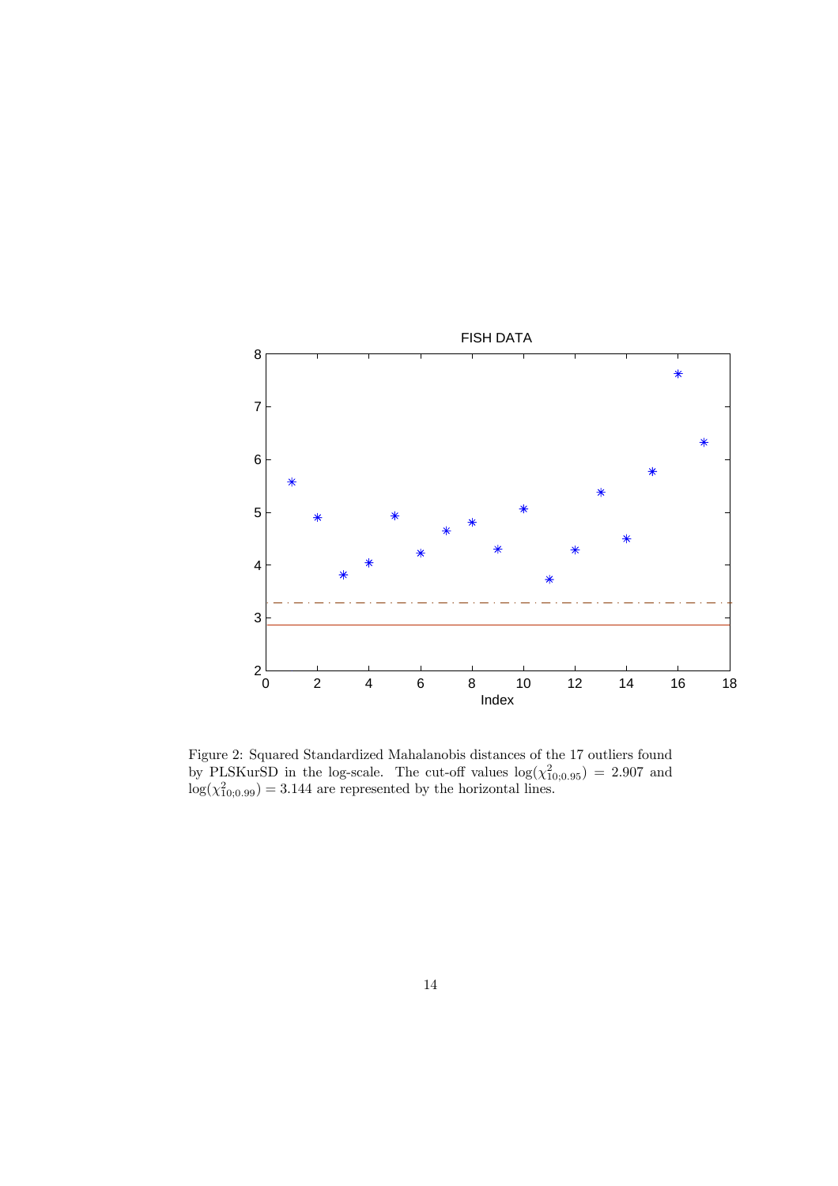Figure 2: Squared Standardized Mahalanobis distances of the 17 outliers found by PLSKurSD in the log-scale. The cut-off values $\log(\chi^2_{10;0.95}) = 2.907$ and $\log(\chi^2_{10;0.99}) = 3.144$ are represented by the horizontal lines.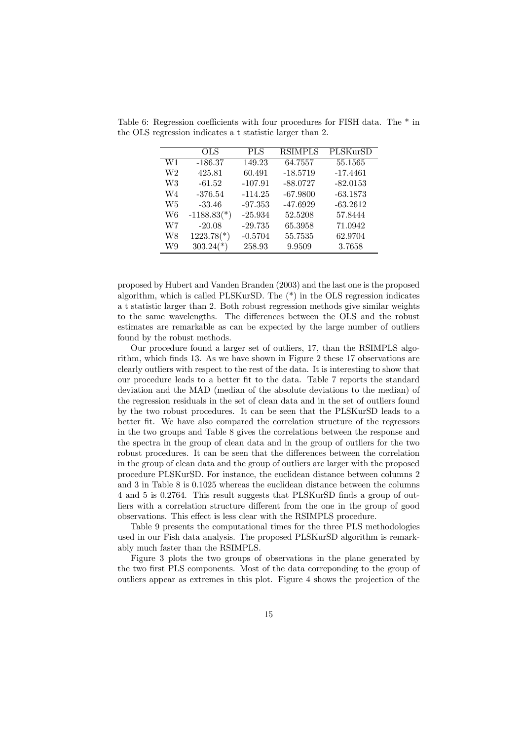Table 6: Regression coefficients with four procedures for FISH data. The * in the OLS regression indicates a t statistic larger than 2.

| | OLS | PLS | RSIMPLS | PLSKurSD |
|---|---|---|---|---|
| W1 | -186.37 | 149.23 | 64.7557 | 55.1565 |
| W2 | 425.81 | 60.491 | -18.5719 | -17.4461 |
| W3 | -61.52 | -107.91 | -88.0727 | -82.0153 |
| W4 | -376.54 | -114.25 | -67.9800 | -63.1873 |
| W5 | -33.46 | -97.353 | -47.6929 | -63.2612 |
| W6 | -1188.83(*) | -25.934 | 52.5208 | 57.8444 |
| W7 | -20.08 | -29.735 | 65.3958 | 71.0942 |
| W8 | 1223.78(*) | -0.5704 | 55.7535 | 62.9704 |
| W9 | 303.24(*) | 258.93 | 9.9509 | 3.7658 |

proposed by Hubert and Vanden Branden (2003) and the last one is the proposed algorithm, which is called PLSKurSD. The (*) in the OLS regression indicates a t statistic larger than 2. Both robust regression methods give similar weights to the same wavelengths. The differences between the OLS and the robust estimates are remarkable as can be expected by the large number of outliers found by the robust methods.

Our procedure found a larger set of outliers, 17, than the RSIMPLS algorithm, which finds 13. As we have shown in Figure 2 these 17 observations are clearly outliers with respect to the rest of the data. It is interesting to show that our procedure leads to a better fit to the data. Table 7 reports the standard deviation and the MAD (median of the absolute deviations to the median) of the regression residuals in the set of clean data and in the set of outliers found by the two robust procedures. It can be seen that the PLSKurSD leads to a better fit. We have also compared the correlation structure of the regressors in the two groups and Table 8 gives the correlations between the response and the spectra in the group of clean data and in the group of outliers for the two robust procedures. It can be seen that the differences between the correlation in the group of clean data and the group of outliers are larger with the proposed procedure PLSKurSD. For instance, the euclidean distance between columns 2 and 3 in Table 8 is 0.1025 whereas the euclidean distance between the columns 4 and 5 is 0.2764. This result suggests that PLSKurSD finds a group of outliers with a correlation structure different from the one in the group of good observations. This effect is less clear with the RSIMPLS procedure.

Table 9 presents the computational times for the three PLS methodologies used in our Fish data analysis. The proposed PLSKurSD algorithm is remarkably much faster than the RSIMPLS.

Figure 3 plots the two groups of observations in the plane generated by the two first PLS components. Most of the data correponding to the group of outliers appear as extremes in this plot. Figure 4 shows the projection of the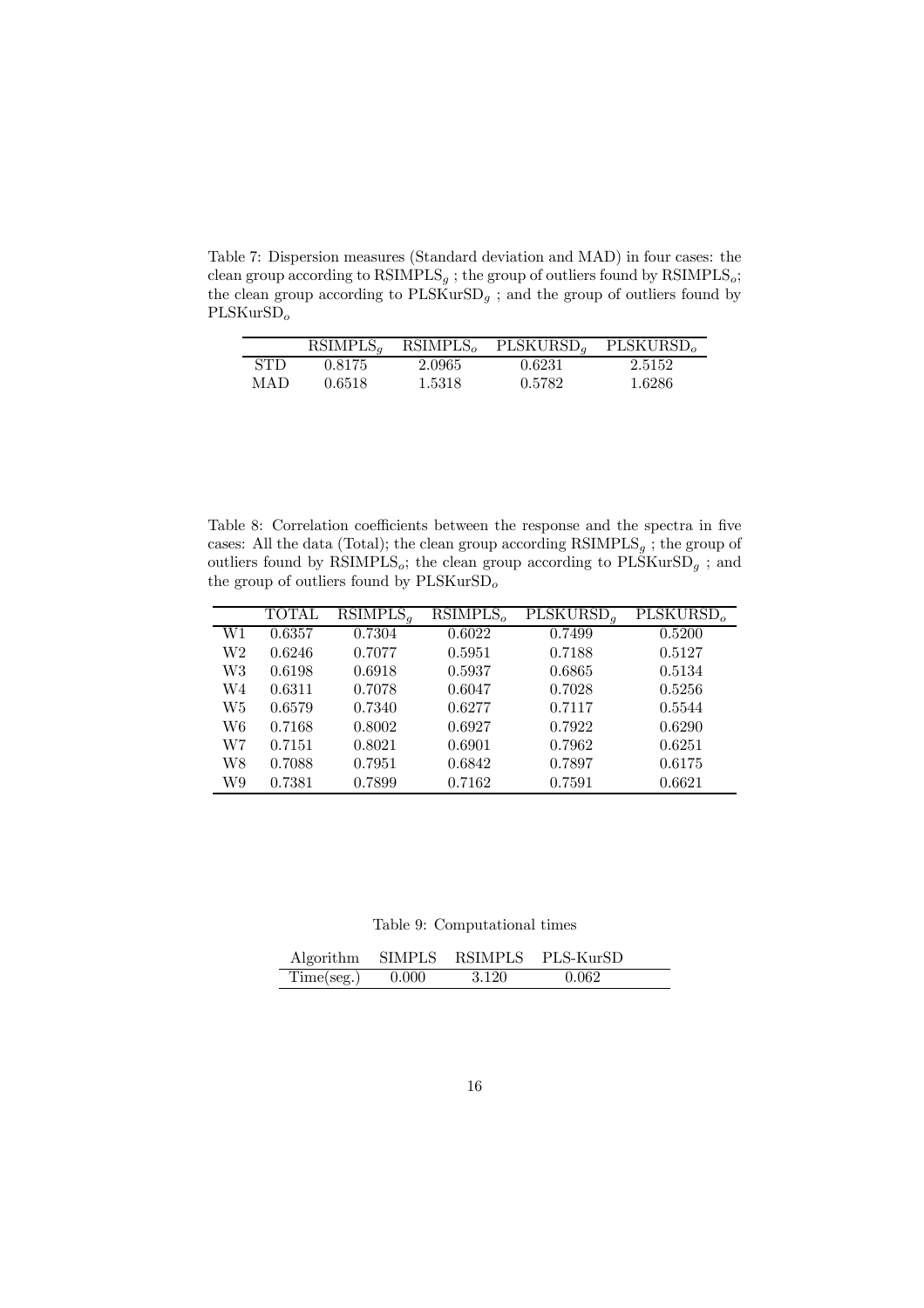Table 7: Dispersion measures (Standard deviation and MAD) in four cases: the clean group according to $\text{RSIMPLS}_g$ ; the group of outliers found by $\text{RSIMPLS}_o$; the clean group according to $\text{PLSKurSD}_g$ ; and the group of outliers found by $\text{PLSKurSD}_o$

| | $\text{RSIMPLS}_g$ | $\text{RSIMPLS}_o$ | $\text{PLSKURSD}_g$ | $\text{PLSKURSD}_o$ |
|---|---|---|---|---|
| STD | 0.8175 | 2.0965 | 0.6231 | 2.5152 |
| MAD | 0.6518 | 1.5318 | 0.5782 | 1.6286 |

Table 8: Correlation coefficients between the response and the spectra in five cases: All the data (Total); the clean group according $\text{RSIMPLS}_g$ ; the group of outliers found by $\text{RSIMPLS}_o$; the clean group according to $\text{PLSKurSD}_g$ ; and the group of outliers found by $\text{PLSKurSD}_o$

| | TOTAL | $\text{RSIMPLS}_g$ | $\text{RSIMPLS}_o$ | $\text{PLSKURSD}_g$ | $\text{PLSKURSD}_o$ |
|---|---|---|---|---|---|
| W1 | 0.6357 | 0.7304 | 0.6022 | 0.7499 | 0.5200 |
| W2 | 0.6246 | 0.7077 | 0.5951 | 0.7188 | 0.5127 |
| W3 | 0.6198 | 0.6918 | 0.5937 | 0.6865 | 0.5134 |
| W4 | 0.6311 | 0.7078 | 0.6047 | 0.7028 | 0.5256 |
| W5 | 0.6579 | 0.7340 | 0.6277 | 0.7117 | 0.5544 |
| W6 | 0.7168 | 0.8002 | 0.6927 | 0.7922 | 0.6290 |
| W7 | 0.7151 | 0.8021 | 0.6901 | 0.7962 | 0.6251 |
| W8 | 0.7088 | 0.7951 | 0.6842 | 0.7897 | 0.6175 |
| W9 | 0.7381 | 0.7899 | 0.7162 | 0.7591 | 0.6621 |

Table 9: Computational times

| Algorithm | SIMPLS | RSIMPLS | PLS-KurSD |
|---|---|---|---|
| Time(seg.) | 0.000 | 3.120 | 0.062 |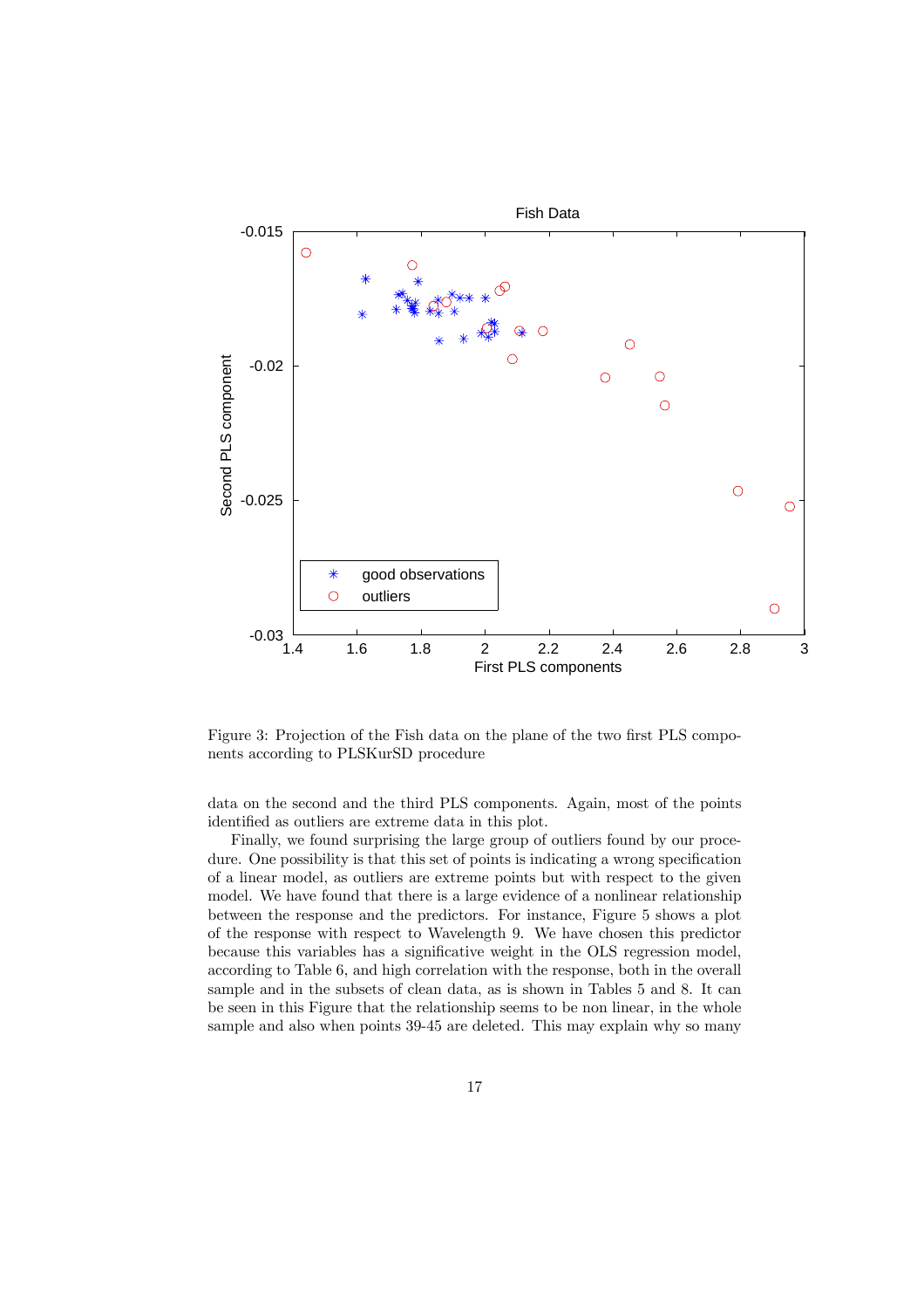Figure 3: Projection of the Fish data on the plane of the two first PLS components according to PLSKurSD procedure

data on the second and the third PLS components. Again, most of the points identified as outliers are extreme data in this plot.

Finally, we found surprising the large group of outliers found by our procedure. One possibility is that this set of points is indicating a wrong specification of a linear model, as outliers are extreme points but with respect to the given model. We have found that there is a large evidence of a nonlinear relationship between the response and the predictors. For instance, Figure 5 shows a plot of the response with respect to Wavelength 9. We have chosen this predictor because this variables has a significative weight in the OLS regression model, according to Table 6, and high correlation with the response, both in the overall sample and in the subsets of clean data, as is shown in Tables 5 and 8. It can be seen in this Figure that the relationship seems to be non linear, in the whole sample and also when points 39-45 are deleted. This may explain why so many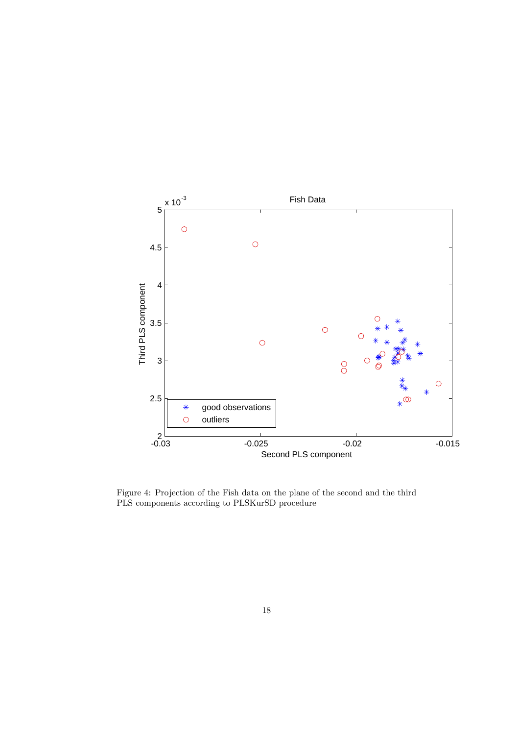Figure 4: Projection of the Fish data on the plane of the second and the third PLS components according to PLSKurSD procedure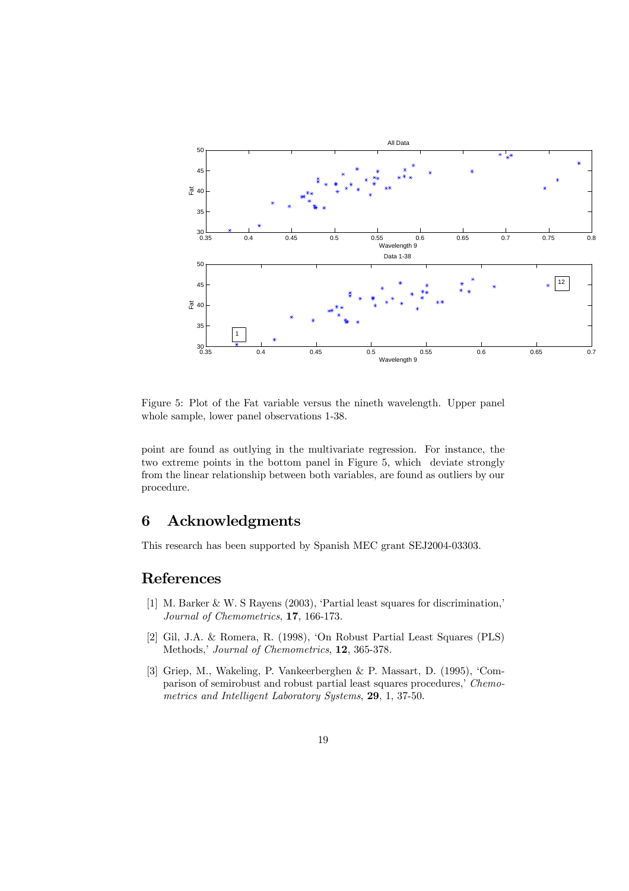Figure 5: Plot of the Fat variable versus the nineth wavelength. Upper panel whole sample, lower panel observations 1-38.

point are found as outlying in the multivariate regression. For instance, the two extreme points in the bottom panel in Figure 5, which deviate strongly from the linear relationship between both variables, are found as outliers by our procedure.

## 6 Acknowledgments

This research has been supported by Spanish MEC grant SEJ2004-03303.

## References

[1] M. Barker & W. S Rayens (2003), 'Partial least squares for discrimination,' *Journal of Chemometrics*, **17**, 166-173.

[2] Gil, J.A. & Romera, R. (1998), 'On Robust Partial Least Squares (PLS) Methods,' *Journal of Chemometrics*, **12**, 365-378.

[3] Griep, M., Wakeling, P. Vankeerberghen & P. Massart, D. (1995), 'Comparison of semirobust and robust partial least squares procedures,' *Chemometrics and Intelligent Laboratory Systems*, **29**, 1, 37-50.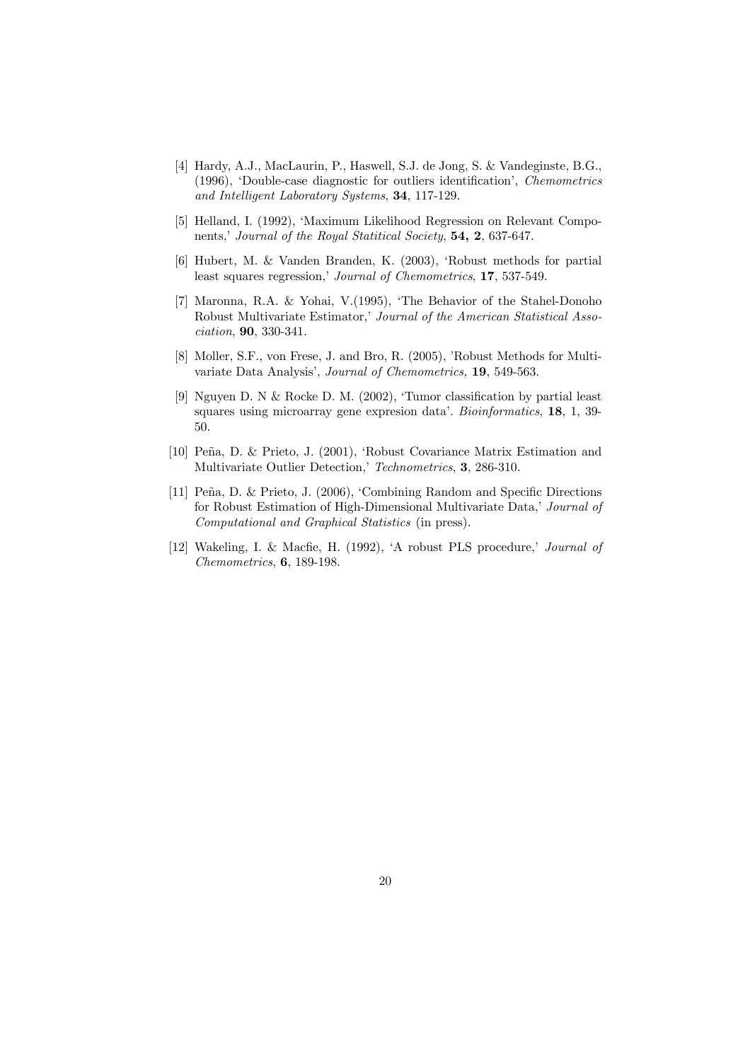[4] Hardy, A.J., MacLaurin, P., Haswell, S.J. de Jong, S. & Vandeginste, B.G., (1996), 'Double-case diagnostic for outliers identification', *Chemometrics and Intelligent Laboratory Systems*, **34**, 117-129.

[5] Helland, I. (1992), 'Maximum Likelihood Regression on Relevant Components,' *Journal of the Royal Statitical Society*, **54, 2**, 637-647.

[6] Hubert, M. & Vanden Branden, K. (2003), 'Robust methods for partial least squares regression,' *Journal of Chemometrics*, **17**, 537-549.

[7] Maronna, R.A. & Yohai, V.(1995), 'The Behavior of the Stahel-Donoho Robust Multivariate Estimator,' *Journal of the American Statistical Association*, **90**, 330-341.

[8] Moller, S.F., von Frese, J. and Bro, R. (2005), 'Robust Methods for Multivariate Data Analysis', *Journal of Chemometrics,* **19**, 549-563.

[9] Nguyen D. N & Rocke D. M. (2002), 'Tumor classification by partial least squares using microarray gene expresion data'. *Bioinformatics*, **18**, 1, 39-50.

[10] Peña, D. & Prieto, J. (2001), 'Robust Covariance Matrix Estimation and Multivariate Outlier Detection,' *Technometrics*, **3**, 286-310.

[11] Peña, D. & Prieto, J. (2006), 'Combining Random and Specific Directions for Robust Estimation of High-Dimensional Multivariate Data,' *Journal of Computational and Graphical Statistics* (in press).

[12] Wakeling, I. & Macfie, H. (1992), 'A robust PLS procedure,' *Journal of Chemometrics*, **6**, 189-198.